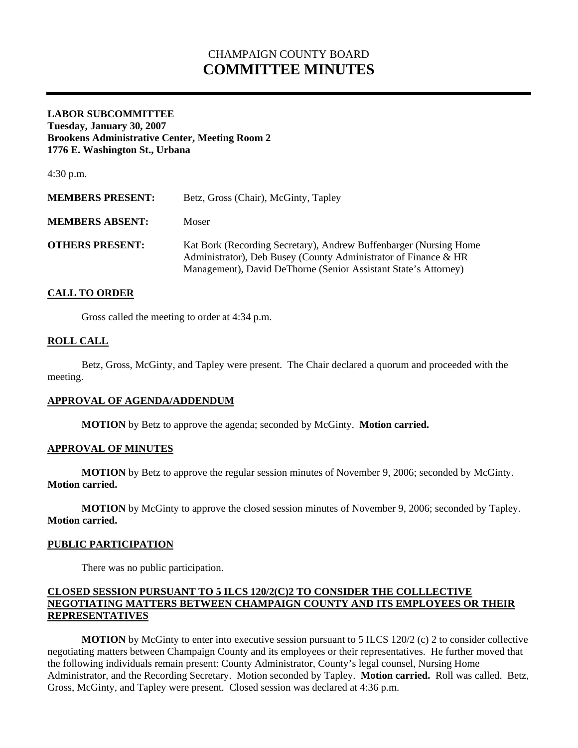# CHAMPAIGN COUNTY BOARD
# COMMITTEE MINUTES

---

**LABOR SUBCOMMITTEE**
**Tuesday, January 30, 2007**
**Brookens Administrative Center, Meeting Room 2**
**1776 E. Washington St., Urbana**

4:30 p.m.

| | |
|---|---|
| **MEMBERS PRESENT:** | Betz, Gross (Chair), McGinty, Tapley |
| **MEMBERS ABSENT:** | Moser |
| **OTHERS PRESENT:** | Kat Bork (Recording Secretary), Andrew Buffenbarger (Nursing Home Administrator), Deb Busey (County Administrator of Finance & HR Management), David DeThorne (Senior Assistant State's Attorney) |

## CALL TO ORDER

Gross called the meeting to order at 4:34 p.m.

## ROLL CALL

Betz, Gross, McGinty, and Tapley were present. The Chair declared a quorum and proceeded with the meeting.

## APPROVAL OF AGENDA/ADDENDUM

**MOTION** by Betz to approve the agenda; seconded by McGinty. **Motion carried.**

## APPROVAL OF MINUTES

**MOTION** by Betz to approve the regular session minutes of November 9, 2006; seconded by McGinty. **Motion carried.**

**MOTION** by McGinty to approve the closed session minutes of November 9, 2006; seconded by Tapley. **Motion carried.**

## PUBLIC PARTICIPATION

There was no public participation.

## CLOSED SESSION PURSUANT TO 5 ILCS 120/2(C)2 TO CONSIDER THE COLLLECTIVE NEGOTIATING MATTERS BETWEEN CHAMPAIGN COUNTY AND ITS EMPLOYEES OR THEIR REPRESENTATIVES

**MOTION** by McGinty to enter into executive session pursuant to 5 ILCS 120/2 (c) 2 to consider collective negotiating matters between Champaign County and its employees or their representatives. He further moved that the following individuals remain present: County Administrator, County's legal counsel, Nursing Home Administrator, and the Recording Secretary. Motion seconded by Tapley. **Motion carried.** Roll was called. Betz, Gross, McGinty, and Tapley were present. Closed session was declared at 4:36 p.m.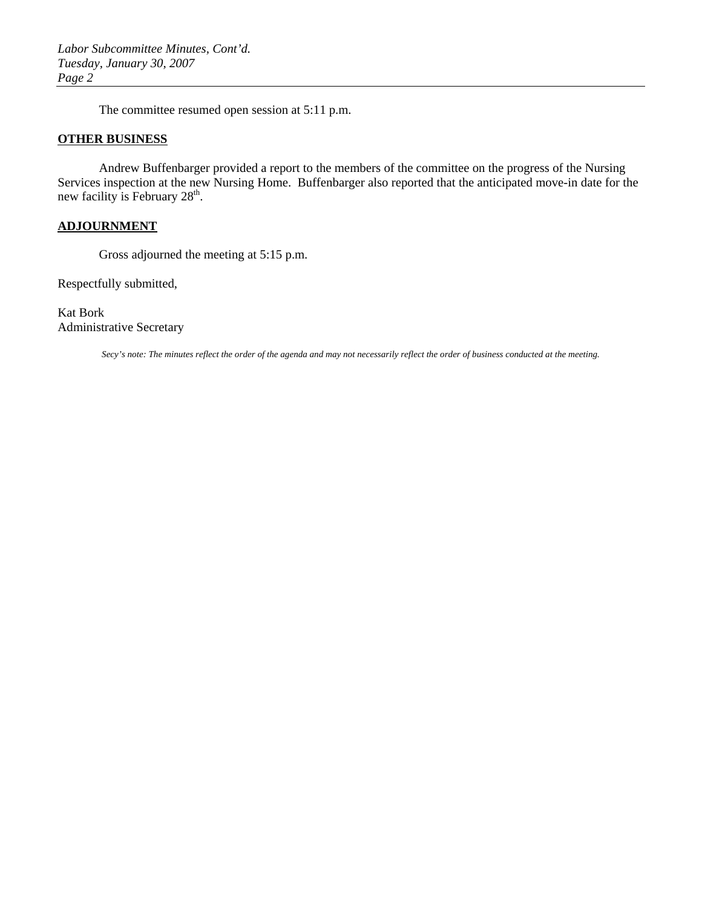The committee resumed open session at 5:11 p.m.

**OTHER BUSINESS**

Andrew Buffenbarger provided a report to the members of the committee on the progress of the Nursing Services inspection at the new Nursing Home. Buffenbarger also reported that the anticipated move-in date for the new facility is February 28th.

**ADJOURNMENT**

Gross adjourned the meeting at 5:15 p.m.

Respectfully submitted,

Kat Bork
Administrative Secretary

*Secy's note: The minutes reflect the order of the agenda and may not necessarily reflect the order of business conducted at the meeting.*